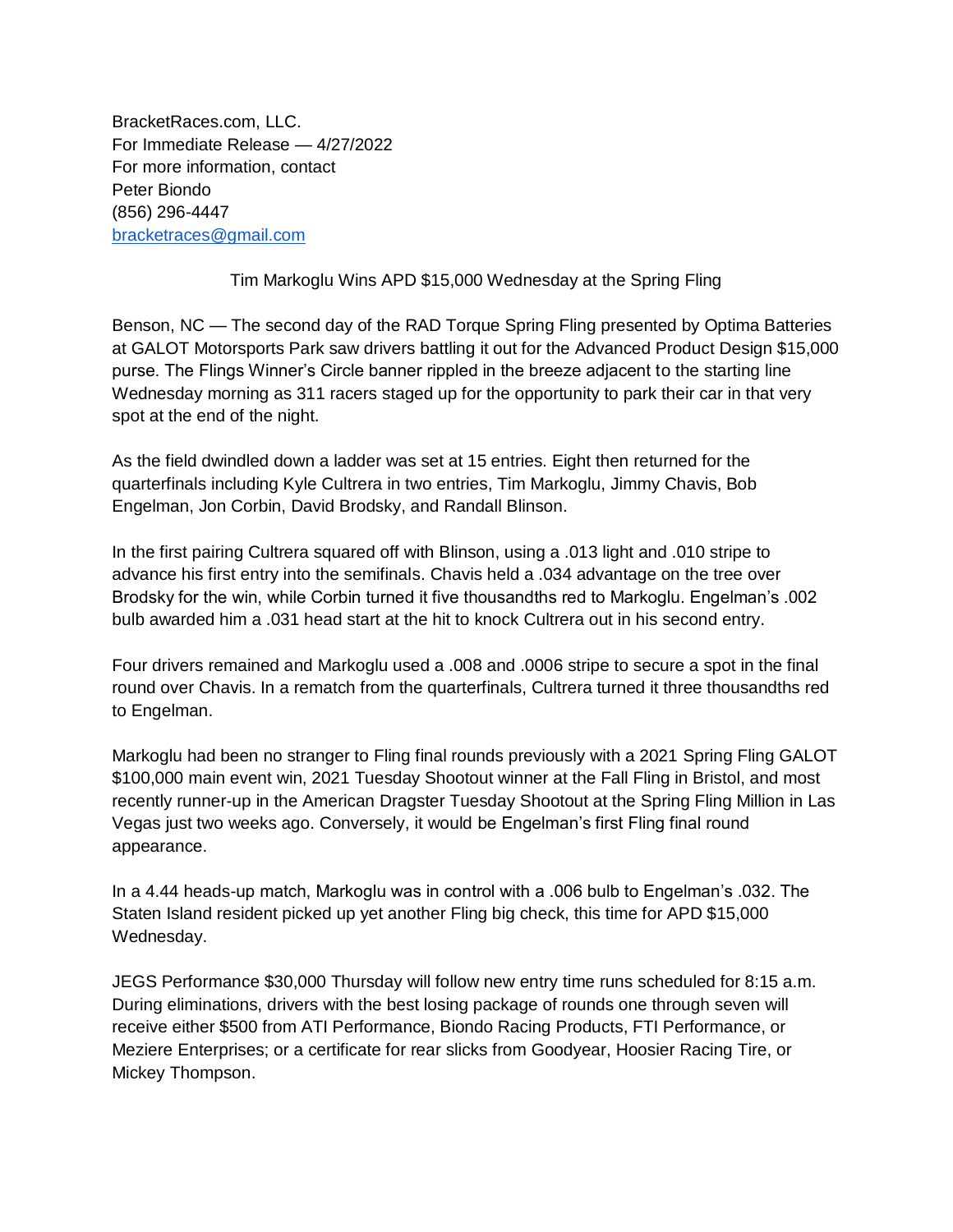BracketRaces.com, LLC.
For Immediate Release — 4/27/2022
For more information, contact
Peter Biondo
(856) 296-4447
[bracketraces@gmail.com](mailto:bracketraces@gmail.com)

## Tim Markoglu Wins APD $15,000 Wednesday at the Spring Fling

Benson, NC — The second day of the RAD Torque Spring Fling presented by Optima Batteries at GALOT Motorsports Park saw drivers battling it out for the Advanced Product Design $15,000 purse. The Flings Winner's Circle banner rippled in the breeze adjacent to the starting line Wednesday morning as 311 racers staged up for the opportunity to park their car in that very spot at the end of the night.

As the field dwindled down a ladder was set at 15 entries. Eight then returned for the quarterfinals including Kyle Cultrera in two entries, Tim Markoglu, Jimmy Chavis, Bob Engelman, Jon Corbin, David Brodsky, and Randall Blinson.

In the first pairing Cultrera squared off with Blinson, using a .013 light and .010 stripe to advance his first entry into the semifinals. Chavis held a .034 advantage on the tree over Brodsky for the win, while Corbin turned it five thousandths red to Markoglu. Engelman's .002 bulb awarded him a .031 head start at the hit to knock Cultrera out in his second entry.

Four drivers remained and Markoglu used a .008 and .0006 stripe to secure a spot in the final round over Chavis. In a rematch from the quarterfinals, Cultrera turned it three thousandths red to Engelman.

Markoglu had been no stranger to Fling final rounds previously with a 2021 Spring Fling GALOT $100,000 main event win, 2021 Tuesday Shootout winner at the Fall Fling in Bristol, and most recently runner-up in the American Dragster Tuesday Shootout at the Spring Fling Million in Las Vegas just two weeks ago. Conversely, it would be Engelman's first Fling final round appearance.

In a 4.44 heads-up match, Markoglu was in control with a .006 bulb to Engelman's .032. The Staten Island resident picked up yet another Fling big check, this time for APD $15,000 Wednesday.

JEGS Performance $30,000 Thursday will follow new entry time runs scheduled for 8:15 a.m. During eliminations, drivers with the best losing package of rounds one through seven will receive either $500 from ATI Performance, Biondo Racing Products, FTI Performance, or Meziere Enterprises; or a certificate for rear slicks from Goodyear, Hoosier Racing Tire, or Mickey Thompson.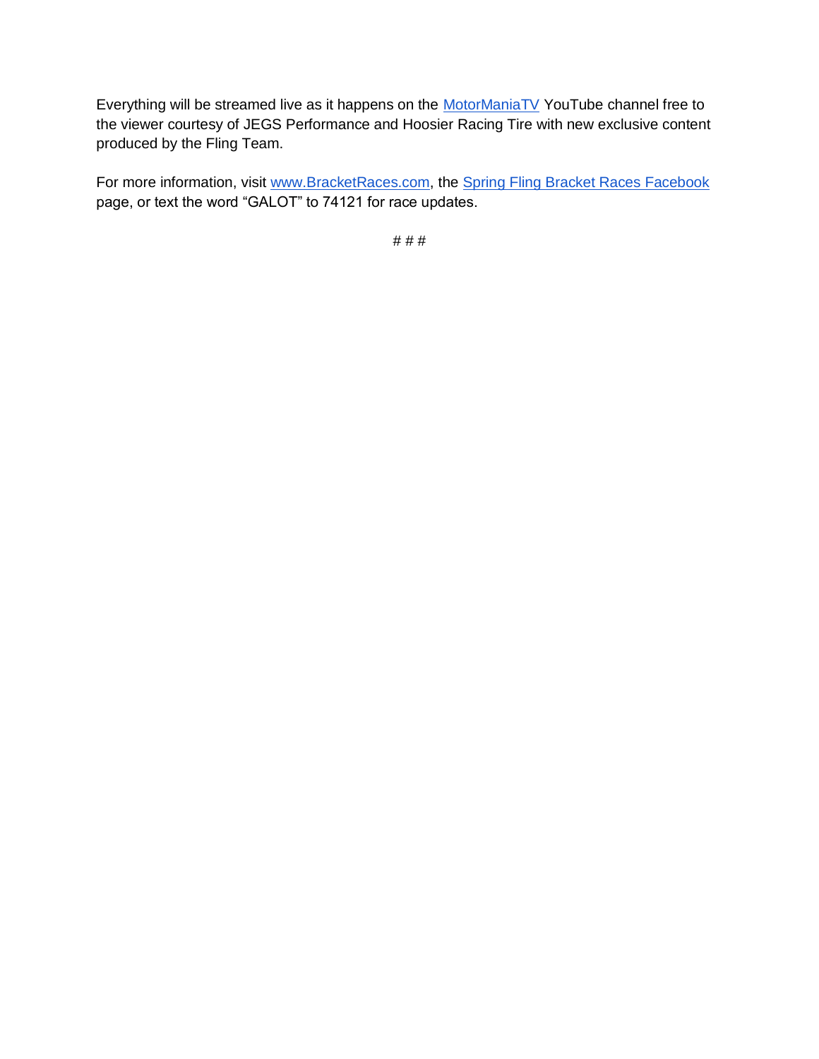Everything will be streamed live as it happens on the MotorManiaTV YouTube channel free to the viewer courtesy of JEGS Performance and Hoosier Racing Tire with new exclusive content produced by the Fling Team.

For more information, visit www.BracketRaces.com, the Spring Fling Bracket Races Facebook page, or text the word "GALOT" to 74121 for race updates.

# # #